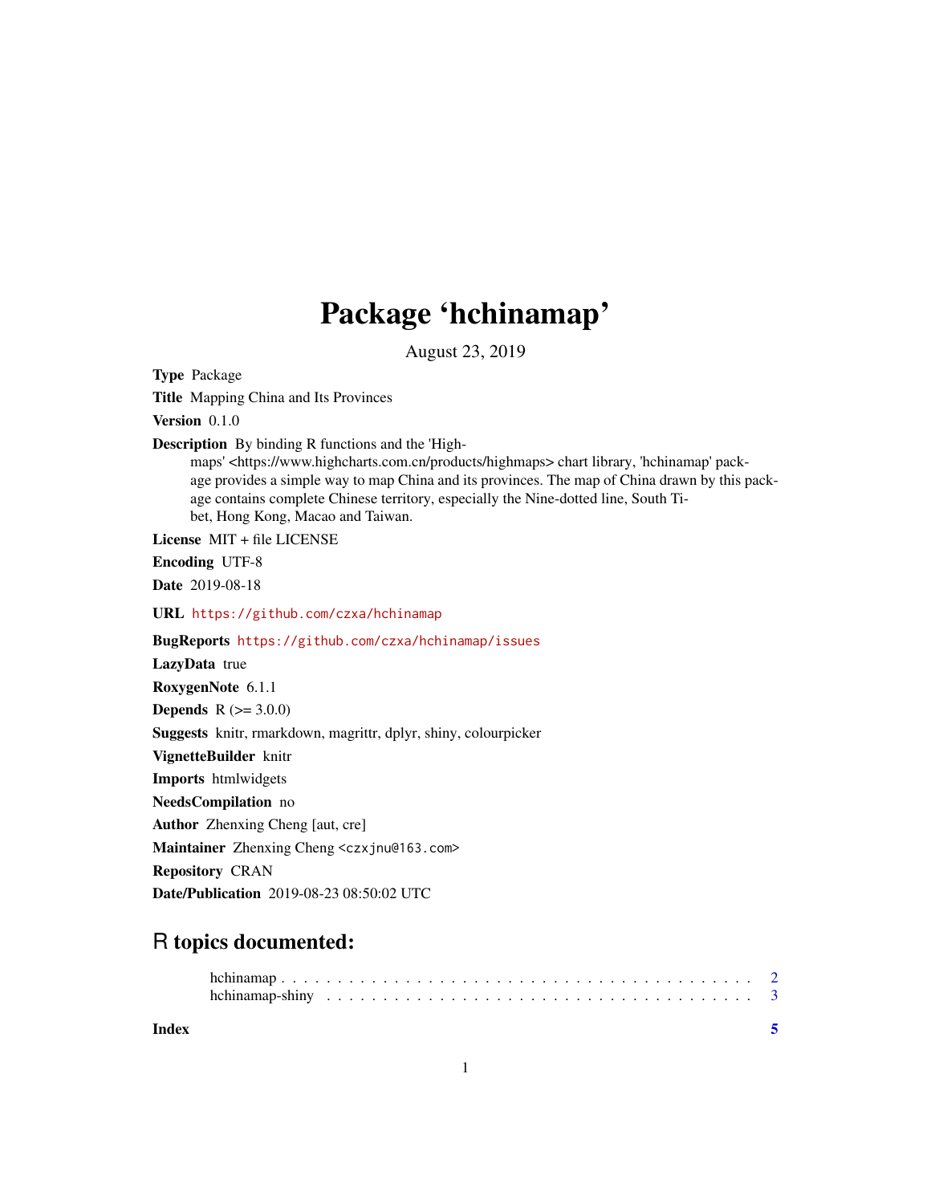# Package 'hchinamap'

August 23, 2019

**Type** Package

**Title** Mapping China and Its Provinces

**Version** 0.1.0

**Description** By binding R functions and the 'Highmaps' <https://www.highcharts.com.cn/products/highmaps> chart library, 'hchinamap' package provides a simple way to map China and its provinces. The map of China drawn by this package contains complete Chinese territory, especially the Nine-dotted line, South Tibet, Hong Kong, Macao and Taiwan.

**License** MIT + file LICENSE

**Encoding** UTF-8

**Date** 2019-08-18

**URL** https://github.com/czxa/hchinamap

**BugReports** https://github.com/czxa/hchinamap/issues

**LazyData** true

**RoxygenNote** 6.1.1

**Depends** R (>= 3.0.0)

**Suggests** knitr, rmarkdown, magrittr, dplyr, shiny, colourpicker

**VignetteBuilder** knitr

**Imports** htmlwidgets

**NeedsCompilation** no

**Author** Zhenxing Cheng [aut, cre]

**Maintainer** Zhenxing Cheng <czxjnu@163.com>

**Repository** CRAN

**Date/Publication** 2019-08-23 08:50:02 UTC

## R topics documented:

hchinamap . . . . . . . . . . . . . . . . . . . . . . . . . . . . . . . . . . . . . . . . 2
hchinamap-shiny . . . . . . . . . . . . . . . . . . . . . . . . . . . . . . . . . . . . . 3

**Index** 5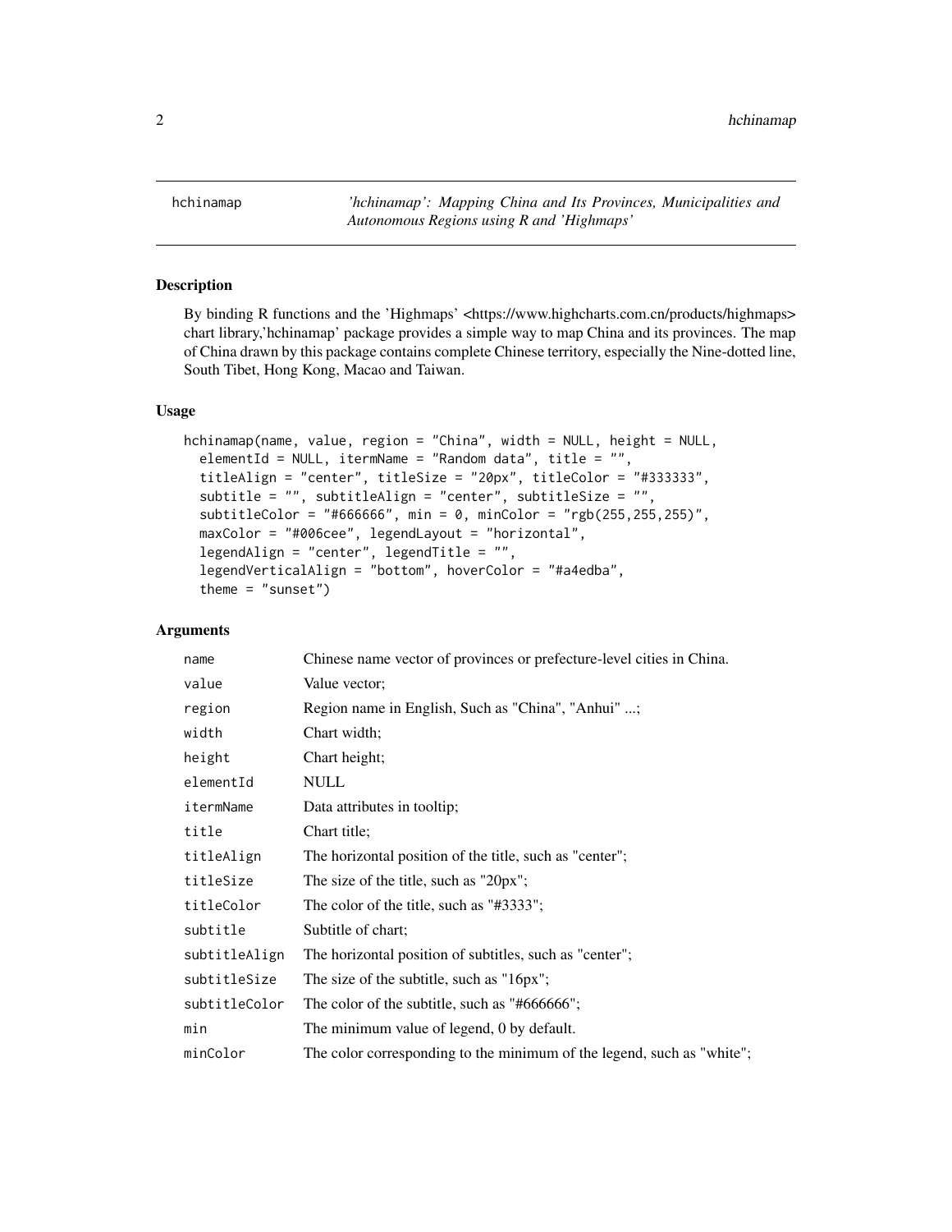hchinamap — *'hchinamap': Mapping China and Its Provinces, Municipalities and Autonomous Regions using R and 'Highmaps'*

## Description

By binding R functions and the 'Highmaps' <https://www.highcharts.com.cn/products/highmaps> chart library,'hchinamap' package provides a simple way to map China and its provinces. The map of China drawn by this package contains complete Chinese territory, especially the Nine-dotted line, South Tibet, Hong Kong, Macao and Taiwan.

## Usage

```
hchinamap(name, value, region = "China", width = NULL, height = NULL,
  elementId = NULL, itermName = "Random data", title = "",
  titleAlign = "center", titleSize = "20px", titleColor = "#333333",
  subtitle = "", subtitleAlign = "center", subtitleSize = "",
  subtitleColor = "#666666", min = 0, minColor = "rgb(255,255,255)",
  maxColor = "#006cee", legendLayout = "horizontal",
  legendAlign = "center", legendTitle = "",
  legendVerticalAlign = "bottom", hoverColor = "#a4edba",
  theme = "sunset")
```

## Arguments

| | |
|---|---|
| `name` | Chinese name vector of provinces or prefecture-level cities in China. |
| `value` | Value vector; |
| `region` | Region name in English, Such as "China", "Anhui" ...; |
| `width` | Chart width; |
| `height` | Chart height; |
| `elementId` | NULL |
| `itermName` | Data attributes in tooltip; |
| `title` | Chart title; |
| `titleAlign` | The horizontal position of the title, such as "center"; |
| `titleSize` | The size of the title, such as "20px"; |
| `titleColor` | The color of the title, such as "#3333"; |
| `subtitle` | Subtitle of chart; |
| `subtitleAlign` | The horizontal position of subtitles, such as "center"; |
| `subtitleSize` | The size of the subtitle, such as "16px"; |
| `subtitleColor` | The color of the subtitle, such as "#666666"; |
| `min` | The minimum value of legend, 0 by default. |
| `minColor` | The color corresponding to the minimum of the legend, such as "white"; |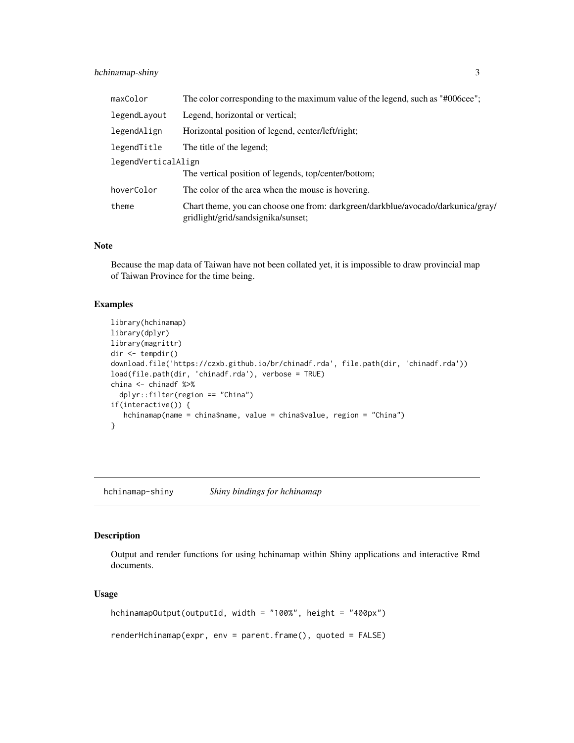| | |
|---|---|
| maxColor | The color corresponding to the maximum value of the legend, such as "#006cee"; |
| legendLayout | Legend, horizontal or vertical; |
| legendAlign | Horizontal position of legend, center/left/right; |
| legendTitle | The title of the legend; |
| legendVerticalAlign | The vertical position of legends, top/center/bottom; |
| hoverColor | The color of the area when the mouse is hovering. |
| theme | Chart theme, you can choose one from: darkgreen/darkblue/avocado/darkunica/gray/gridlight/grid/sandsignika/sunset; |

### Note

Because the map data of Taiwan have not been collated yet, it is impossible to draw provincial map of Taiwan Province for the time being.

### Examples

```
library(hchinamap)
library(dplyr)
library(magrittr)
dir <- tempdir()
download.file('https://czxb.github.io/br/chinadf.rda', file.path(dir, 'chinadf.rda'))
load(file.path(dir, 'chinadf.rda'), verbose = TRUE)
china <- chinadf %>%
  dplyr::filter(region == "China")
if(interactive()) {
   hchinamap(name = china$name, value = china$value, region = "China")
}
```

---

## hchinamap-shiny    *Shiny bindings for hchinamap*

### Description

Output and render functions for using hchinamap within Shiny applications and interactive Rmd documents.

### Usage

```
hchinamapOutput(outputId, width = "100%", height = "400px")

renderHchinamap(expr, env = parent.frame(), quoted = FALSE)
```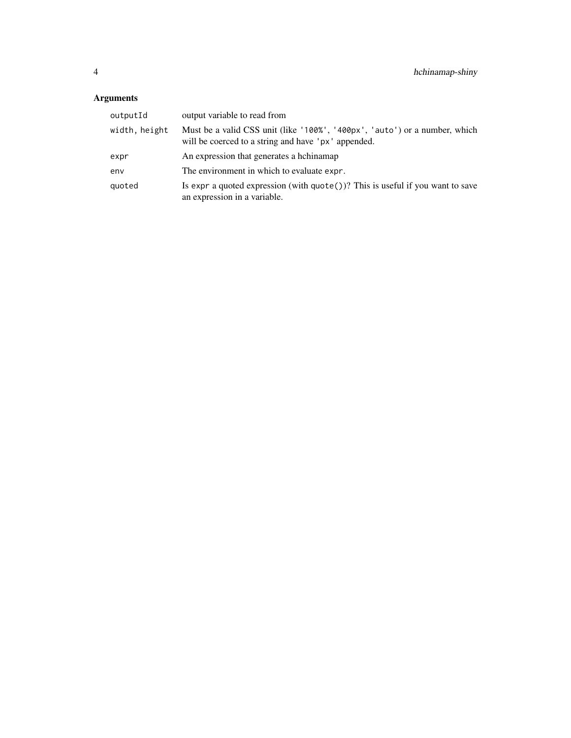## Arguments

| | |
|---|---|
| `outputId` | output variable to read from |
| `width, height` | Must be a valid CSS unit (like `'100%'`, `'400px'`, `'auto'`) or a number, which will be coerced to a string and have `'px'` appended. |
| `expr` | An expression that generates a hchinamap |
| `env` | The environment in which to evaluate `expr`. |
| `quoted` | Is `expr` a quoted expression (with `quote()`)? This is useful if you want to save an expression in a variable. |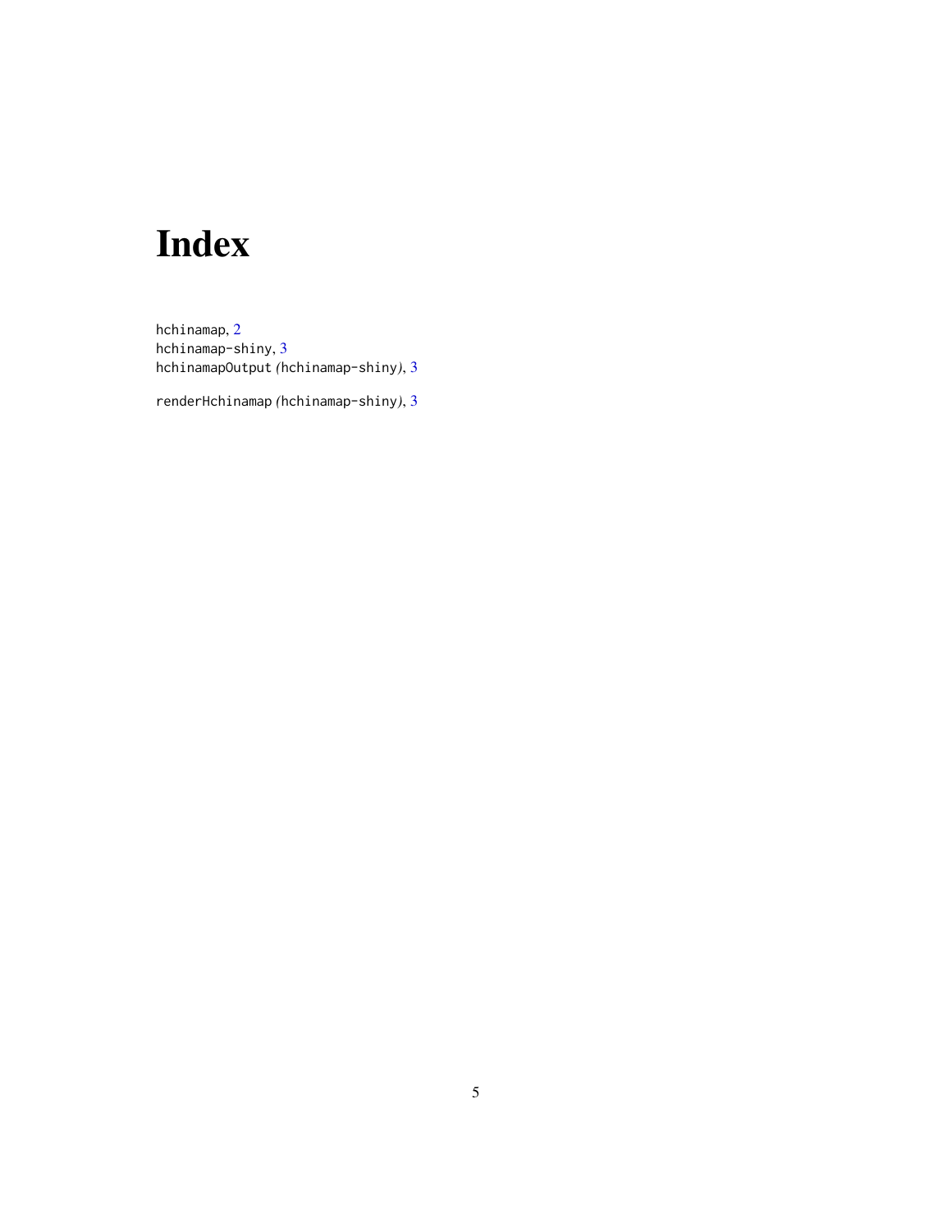# Index

hchinamap, 2
hchinamap-shiny, 3
hchinamapOutput (hchinamap-shiny), 3

renderHchinamap (hchinamap-shiny), 3